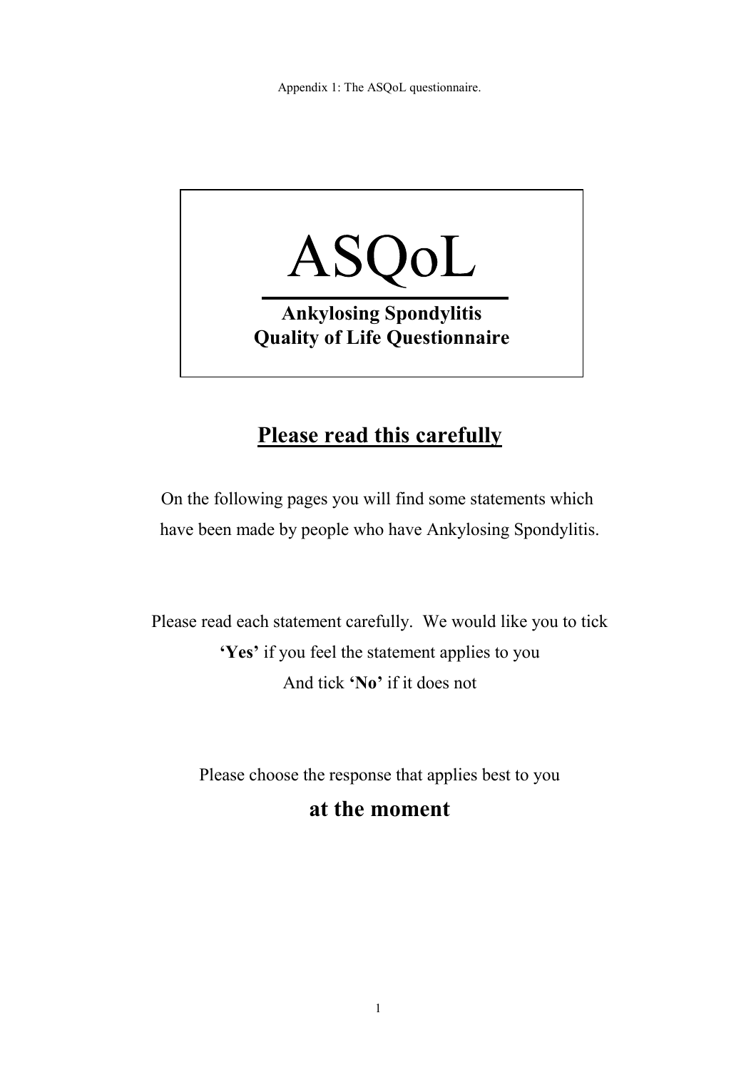Appendix 1: The ASQoL questionnaire.

# ASQoL

**Ankylosing Spondylitis Quality of Life Questionnaire**

## Please read this carefully

On the following pages you will find some statements which have been made by people who have Ankylosing Spondylitis.

Please read each statement carefully. We would like you to tick **'Yes'** if you feel the statement applies to you And tick **'No'** if it does not

Please choose the response that applies best to you

**at the moment**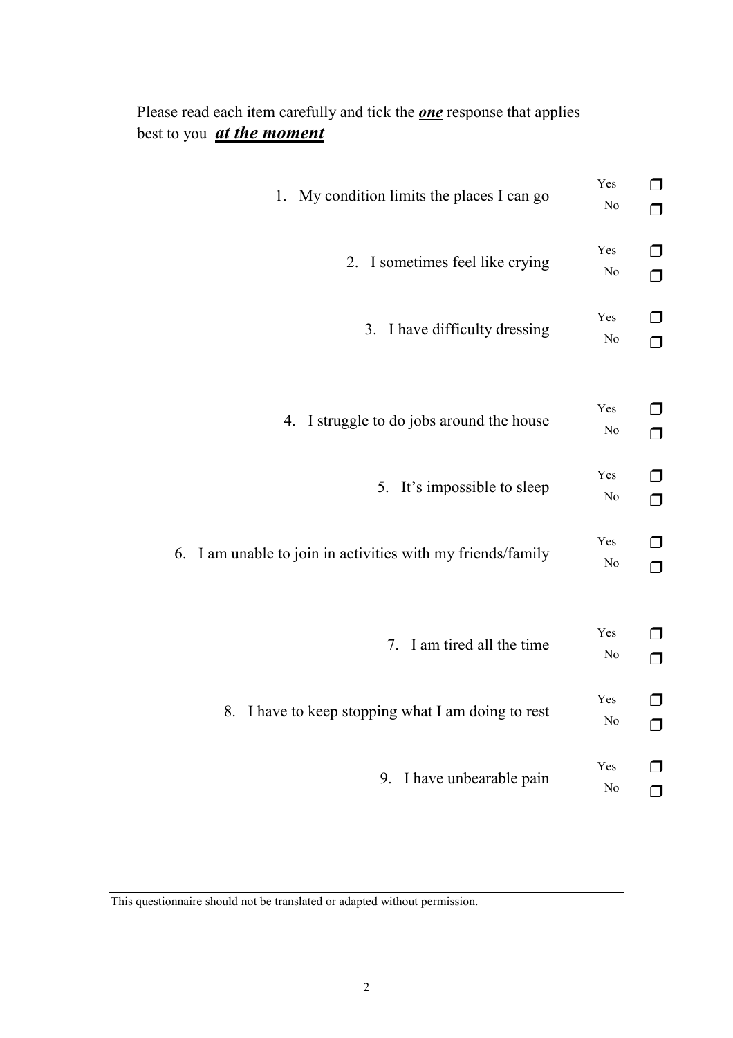Please read each item carefully and tick the ***one*** response that applies best to you ***at the moment***

| Item | Response | |
|---|---|---|
| 1. My condition limits the places I can go | Yes | ❒ |
| | No | ❒ |
| 2. I sometimes feel like crying | Yes | ❒ |
| | No | ❒ |
| 3. I have difficulty dressing | Yes | ❒ |
| | No | ❒ |
| 4. I struggle to do jobs around the house | Yes | ❒ |
| | No | ❒ |
| 5. It's impossible to sleep | Yes | ❒ |
| | No | ❒ |
| 6. I am unable to join in activities with my friends/family | Yes | ❒ |
| | No | ❒ |
| 7. I am tired all the time | Yes | ❒ |
| | No | ❒ |
| 8. I have to keep stopping what I am doing to rest | Yes | ❒ |
| | No | ❒ |
| 9. I have unbearable pain | Yes | ❒ |
| | No | ❒ |

---

This questionnaire should not be translated or adapted without permission.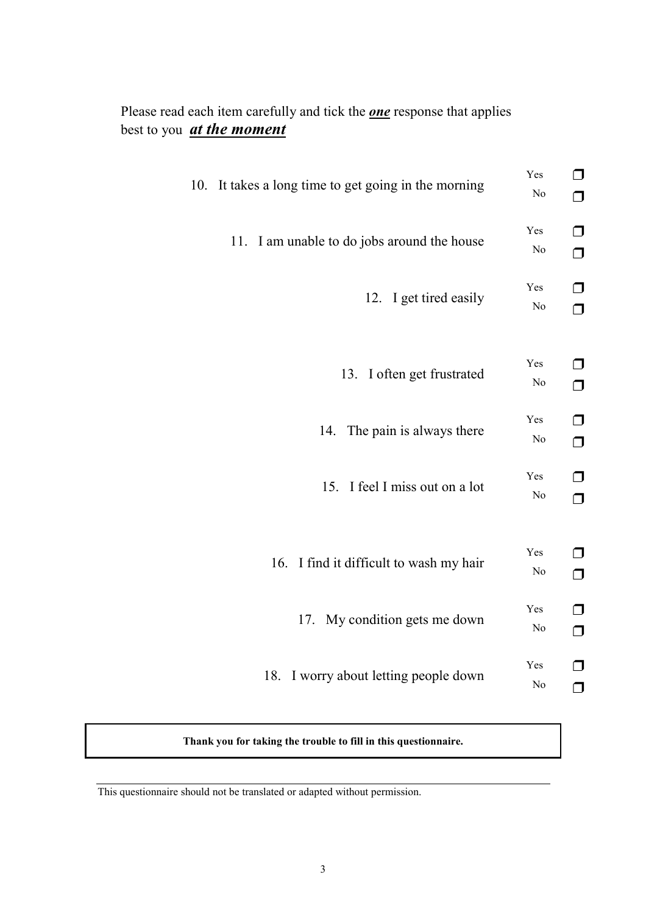Please read each item carefully and tick the ***one*** response that applies best to you ***at the moment***

10. It takes a long time to get going in the morning
    - Yes ❒
    - No ❒

11. I am unable to do jobs around the house
    - Yes ❒
    - No ❒

12. I get tired easily
    - Yes ❒
    - No ❒

13. I often get frustrated
    - Yes ❒
    - No ❒

14. The pain is always there
    - Yes ❒
    - No ❒

15. I feel I miss out on a lot
    - Yes ❒
    - No ❒

16. I find it difficult to wash my hair
    - Yes ❒
    - No ❒

17. My condition gets me down
    - Yes ❒
    - No ❒

18. I worry about letting people down
    - Yes ❒
    - No ❒

**Thank you for taking the trouble to fill in this questionnaire.**

---

This questionnaire should not be translated or adapted without permission.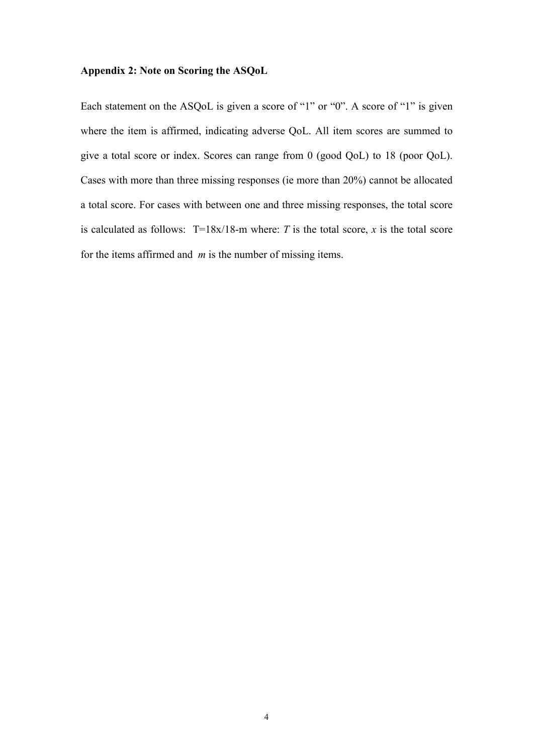**Appendix 2: Note on Scoring the ASQoL**

Each statement on the ASQoL is given a score of "1" or "0". A score of "1" is given where the item is affirmed, indicating adverse QoL. All item scores are summed to give a total score or index. Scores can range from 0 (good QoL) to 18 (poor QoL). Cases with more than three missing responses (ie more than 20%) cannot be allocated a total score. For cases with between one and three missing responses, the total score is calculated as follows: $T=18x/18-m$ where: $T$ is the total score, $x$ is the total score for the items affirmed and $m$ is the number of missing items.